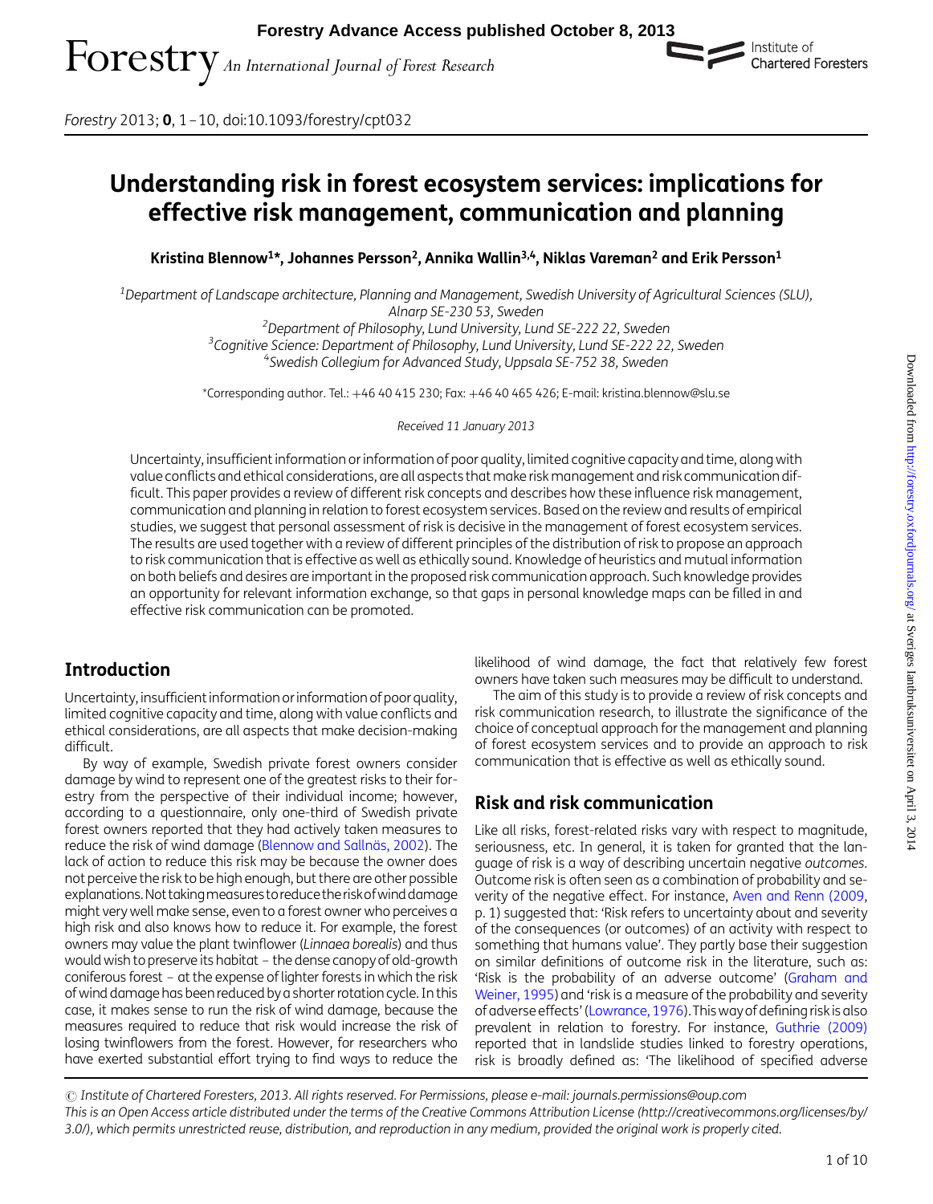# Understanding risk in forest ecosystem services: implications for effective risk management, communication and planning

**Kristina Blennow[1]\*, Johannes Persson[2], Annika Wallin[3,4], Niklas Vareman[2] and Erik Persson[1]**

[1]Department of Landscape architecture, Planning and Management, Swedish University of Agricultural Sciences (SLU), Alnarp SE-230 53, Sweden
[2]Department of Philosophy, Lund University, Lund SE-222 22, Sweden
[3]Cognitive Science: Department of Philosophy, Lund University, Lund SE-222 22, Sweden
[4]Swedish Collegium for Advanced Study, Uppsala SE-752 38, Sweden

\*Corresponding author. Tel.: +46 40 415 230; Fax: +46 40 465 426; E-mail: kristina.blennow@slu.se

*Received 11 January 2013*

Uncertainty, insufficient information or information of poor quality, limited cognitive capacity and time, along with value conflicts and ethical considerations, are all aspects that make risk management and risk communication difficult. This paper provides a review of different risk concepts and describes how these influence risk management, communication and planning in relation to forest ecosystem services. Based on the review and results of empirical studies, we suggest that personal assessment of risk is decisive in the management of forest ecosystem services. The results are used together with a review of different principles of the distribution of risk to propose an approach to risk communication that is effective as well as ethically sound. Knowledge of heuristics and mutual information on both beliefs and desires are important in the proposed risk communication approach. Such knowledge provides an opportunity for relevant information exchange, so that gaps in personal knowledge maps can be filled in and effective risk communication can be promoted.

## Introduction

Uncertainty, insufficient information or information of poor quality, limited cognitive capacity and time, along with value conflicts and ethical considerations, are all aspects that make decision-making difficult.

By way of example, Swedish private forest owners consider damage by wind to represent one of the greatest risks to their forestry from the perspective of their individual income; however, according to a questionnaire, only one-third of Swedish private forest owners reported that they had actively taken measures to reduce the risk of wind damage (Blennow and Sallnäs, 2002). The lack of action to reduce this risk may be because the owner does not perceive the risk to be high enough, but there are other possible explanations. Not taking measures to reduce the risk of wind damage might very well make sense, even to a forest owner who perceives a high risk and also knows how to reduce it. For example, the forest owners may value the plant twinflower (*Linnaea borealis*) and thus would wish to preserve its habitat – the dense canopy of old-growth coniferous forest – at the expense of lighter forests in which the risk of wind damage has been reduced by a shorter rotation cycle. In this case, it makes sense to run the risk of wind damage, because the measures required to reduce that risk would increase the risk of losing twinflowers from the forest. However, for researchers who have exerted substantial effort trying to find ways to reduce the likelihood of wind damage, the fact that relatively few forest owners have taken such measures may be difficult to understand.

The aim of this study is to provide a review of risk concepts and risk communication research, to illustrate the significance of the choice of conceptual approach for the management and planning of forest ecosystem services and to provide an approach to risk communication that is effective as well as ethically sound.

## Risk and risk communication

Like all risks, forest-related risks vary with respect to magnitude, seriousness, etc. In general, it is taken for granted that the language of risk is a way of describing uncertain negative *outcomes*. Outcome risk is often seen as a combination of probability and severity of the negative effect. For instance, Aven and Renn (2009, p. 1) suggested that: 'Risk refers to uncertainty about and severity of the consequences (or outcomes) of an activity with respect to something that humans value'. They partly base their suggestion on similar definitions of outcome risk in the literature, such as: 'Risk is the probability of an adverse outcome' (Graham and Weiner, 1995) and 'risk is a measure of the probability and severity of adverse effects' (Lowrance, 1976). This way of defining risk is also prevalent in relation to forestry. For instance, Guthrie (2009) reported that in landslide studies linked to forestry operations, risk is broadly defined as: 'The likelihood of specified adverse

© Institute of Chartered Foresters, 2013. All rights reserved. For Permissions, please e-mail: journals.permissions@oup.com
This is an Open Access article distributed under the terms of the Creative Commons Attribution License (http://creativecommons.org/licenses/by/3.0/), which permits unrestricted reuse, distribution, and reproduction in any medium, provided the original work is properly cited.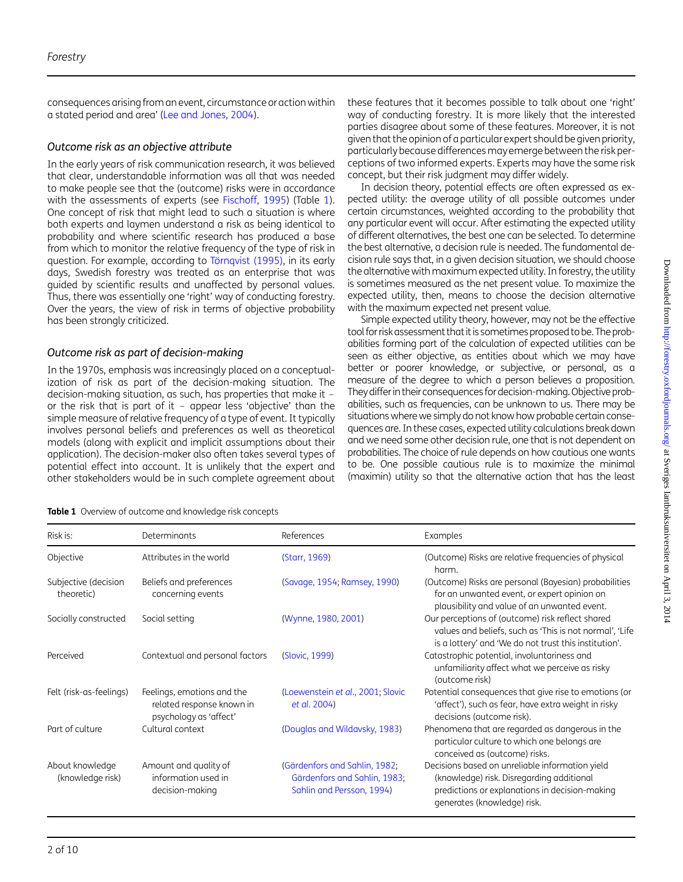consequences arising from an event, circumstance or action within a stated period and area' (Lee and Jones, 2004).

### Outcome risk as an objective attribute

In the early years of risk communication research, it was believed that clear, understandable information was all that was needed to make people see that the (outcome) risks were in accordance with the assessments of experts (see Fischoff, 1995) (Table 1). One concept of risk that might lead to such a situation is where both experts and laymen understand a risk as being identical to probability and where scientific research has produced a base from which to monitor the relative frequency of the type of risk in question. For example, according to Törnqvist (1995), in its early days, Swedish forestry was treated as an enterprise that was guided by scientific results and unaffected by personal values. Thus, there was essentially one 'right' way of conducting forestry. Over the years, the view of risk in terms of objective probability has been strongly criticized.

### Outcome risk as part of decision-making

In the 1970s, emphasis was increasingly placed on a conceptualization of risk as part of the decision-making situation. The decision-making situation, as such, has properties that make it – or the risk that is part of it – appear less 'objective' than the simple measure of relative frequency of a type of event. It typically involves personal beliefs and preferences as well as theoretical models (along with explicit and implicit assumptions about their application). The decision-maker also often takes several types of potential effect into account. It is unlikely that the expert and other stakeholders would be in such complete agreement about these features that it becomes possible to talk about one 'right' way of conducting forestry. It is more likely that the interested parties disagree about some of these features. Moreover, it is not given that the opinion of a particular expert should be given priority, particularly because differences may emerge between the risk perceptions of two informed experts. Experts may have the same risk concept, but their risk judgment may differ widely.

In decision theory, potential effects are often expressed as expected utility: the average utility of all possible outcomes under certain circumstances, weighted according to the probability that any particular event will occur. After estimating the expected utility of different alternatives, the best one can be selected. To determine the best alternative, a decision rule is needed. The fundamental decision rule says that, in a given decision situation, we should choose the alternative with maximum expected utility. In forestry, the utility is sometimes measured as the net present value. To maximize the expected utility, then, means to choose the decision alternative with the maximum expected net present value.

Simple expected utility theory, however, may not be the effective tool for risk assessment that it is sometimes proposed to be. The probabilities forming part of the calculation of expected utilities can be seen as either objective, as entities about which we may have better or poorer knowledge, or subjective, or personal, as a measure of the degree to which a person believes a proposition. They differ in their consequences for decision-making. Objective probabilities, such as frequencies, can be unknown to us. There may be situations where we simply do not know how probable certain consequences are. In these cases, expected utility calculations break down and we need some other decision rule, one that is not dependent on probabilities. The choice of rule depends on how cautious one wants to be. One possible cautious rule is to maximize the minimal (maximin) utility so that the alternative action that has the least

**Table 1** Overview of outcome and knowledge risk concepts

| Risk is: | Determinants | References | Examples |
|---|---|---|---|
| Objective | Attributes in the world | (Starr, 1969) | (Outcome) Risks are relative frequencies of physical harm. |
| Subjective (decision theoretic) | Beliefs and preferences concerning events | (Savage, 1954; Ramsey, 1990) | (Outcome) Risks are personal (Bayesian) probabilities for an unwanted event, or expert opinion on plausibility and value of an unwanted event. |
| Socially constructed | Social setting | (Wynne, 1980, 2001) | Our perceptions of (outcome) risk reflect shared values and beliefs, such as 'This is not normal', 'Life is a lottery' and 'We do not trust this institution'. |
| Perceived | Contextual and personal factors | (Slovic, 1999) | Catastrophic potential, involuntariness and unfamiliarity affect what we perceive as risky (outcome risk) |
| Felt (risk-as-feelings) | Feelings, emotions and the related response known in psychology as 'affect' | (Loewenstein *et al.*, 2001; Slovic *et al.* 2004) | Potential consequences that give rise to emotions (or 'affect'), such as fear, have extra weight in risky decisions (outcome risk). |
| Part of culture | Cultural context | (Douglas and Wildavsky, 1983) | Phenomena that are regarded as dangerous in the particular culture to which one belongs are conceived as (outcome) risks. |
| About knowledge (knowledge risk) | Amount and quality of information used in decision-making | (Gärdenfors and Sahlin, 1982; Gärdenfors and Sahlin, 1983; Sahlin and Persson, 1994) | Decisions based on unreliable information yield (knowledge) risk. Disregarding additional predictions or explanations in decision-making generates (knowledge) risk. |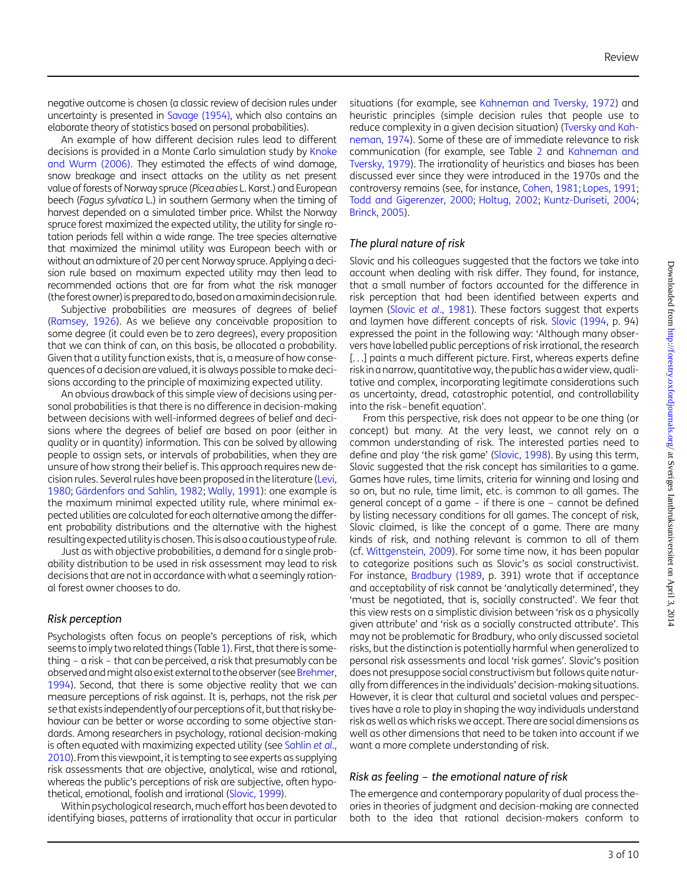negative outcome is chosen (a classic review of decision rules under uncertainty is presented in Savage (1954), which also contains an elaborate theory of statistics based on personal probabilities).

An example of how different decision rules lead to different decisions is provided in a Monte Carlo simulation study by Knoke and Wurm (2006). They estimated the effects of wind damage, snow breakage and insect attacks on the utility as net present value of forests of Norway spruce (*Picea abies* L. Karst.) and European beech (*Fagus sylvatica* L.) in southern Germany when the timing of harvest depended on a simulated timber price. Whilst the Norway spruce forest maximized the expected utility, the utility for single rotation periods fell within a wide range. The tree species alternative that maximized the minimal utility was European beech with or without an admixture of 20 per cent Norway spruce. Applying a decision rule based on maximum expected utility may then lead to recommended actions that are far from what the risk manager (the forest owner) is prepared to do, based on a maximin decision rule.

Subjective probabilities are measures of degrees of belief (Ramsey, 1926). As we believe any conceivable proposition to some degree (it could even be to zero degrees), every proposition that we can think of can, on this basis, be allocated a probability. Given that a utility function exists, that is, a measure of how consequences of a decision are valued, it is always possible to make decisions according to the principle of maximizing expected utility.

An obvious drawback of this simple view of decisions using personal probabilities is that there is no difference in decision-making between decisions with well-informed degrees of belief and decisions where the degrees of belief are based on poor (either in quality or in quantity) information. This can be solved by allowing people to assign sets, or intervals of probabilities, when they are unsure of how strong their belief is. This approach requires new decision rules. Several rules have been proposed in the literature (Levi, 1980; Gärdenfors and Sahlin, 1982; Wally, 1991): one example is the maximum minimal expected utility rule, where minimal expected utilities are calculated for each alternative among the different probability distributions and the alternative with the highest resulting expected utility is chosen. This is also a cautious type of rule.

Just as with objective probabilities, a demand for a single probability distribution to be used in risk assessment may lead to risk decisions that are not in accordance with what a seemingly rational forest owner chooses to do.

### Risk perception

Psychologists often focus on people's perceptions of risk, which seems to imply two related things (Table 1). First, that there is something – a risk – that can be perceived, a risk that presumably can be observed and might also exist external to the observer (see Brehmer, 1994). Second, that there is some objective reality that we can measure perceptions of risk against. It is, perhaps, not the risk *per se* that exists independently of our perceptions of it, but that risky behaviour can be better or worse according to some objective standards. Among researchers in psychology, rational decision-making is often equated with maximizing expected utility (see Sahlin *et al.*, 2010). From this viewpoint, it is tempting to see experts as supplying risk assessments that are objective, analytical, wise and rational, whereas the public's perceptions of risk are subjective, often hypothetical, emotional, foolish and irrational (Slovic, 1999).

Within psychological research, much effort has been devoted to identifying biases, patterns of irrationality that occur in particular situations (for example, see Kahneman and Tversky, 1972) and heuristic principles (simple decision rules that people use to reduce complexity in a given decision situation) (Tversky and Kahneman, 1974). Some of these are of immediate relevance to risk communication (for example, see Table 2 and Kahneman and Tversky, 1979). The irrationality of heuristics and biases has been discussed ever since they were introduced in the 1970s and the controversy remains (see, for instance, Cohen, 1981; Lopes, 1991; Todd and Gigerenzer, 2000; Holtug, 2002; Kuntz-Duriseti, 2004; Brinck, 2005).

### The plural nature of risk

Slovic and his colleagues suggested that the factors we take into account when dealing with risk differ. They found, for instance, that a small number of factors accounted for the difference in risk perception that had been identified between experts and laymen (Slovic *et al.*, 1981). These factors suggest that experts and laymen have different concepts of risk. Slovic (1994, p. 94) expressed the point in the following way: 'Although many observers have labelled public perceptions of risk irrational, the research [. . .] paints a much different picture. First, whereas experts define risk in a narrow, quantitative way, the public has a wider view, qualitative and complex, incorporating legitimate considerations such as uncertainty, dread, catastrophic potential, and controllability into the risk–benefit equation'.

From this perspective, risk does not appear to be one thing (or concept) but many. At the very least, we cannot rely on a common understanding of risk. The interested parties need to define and play 'the risk game' (Slovic, 1998). By using this term, Slovic suggested that the risk concept has similarities to a game. Games have rules, time limits, criteria for winning and losing and so on, but no rule, time limit, etc. is common to all games. The general concept of a game – if there is one – cannot be defined by listing necessary conditions for all games. The concept of risk, Slovic claimed, is like the concept of a game. There are many kinds of risk, and nothing relevant is common to all of them (cf. Wittgenstein, 2009). For some time now, it has been popular to categorize positions such as Slovic's as social constructivist. For instance, Bradbury (1989, p. 391) wrote that if acceptance and acceptability of risk cannot be 'analytically determined', they 'must be negotiated, that is, socially constructed'. We fear that this view rests on a simplistic division between 'risk as a physically given attribute' and 'risk as a socially constructed attribute'. This may not be problematic for Bradbury, who only discussed societal risks, but the distinction is potentially harmful when generalized to personal risk assessments and local 'risk games'. Slovic's position does not presuppose social constructivism but follows quite naturally from differences in the individuals' decision-making situations. However, it is clear that cultural and societal values and perspectives have a role to play in shaping the way individuals understand risk as well as which risks we accept. There are social dimensions as well as other dimensions that need to be taken into account if we want a more complete understanding of risk.

### Risk as feeling – the emotional nature of risk

The emergence and contemporary popularity of dual process theories in theories of judgment and decision-making are connected both to the idea that rational decision-makers conform to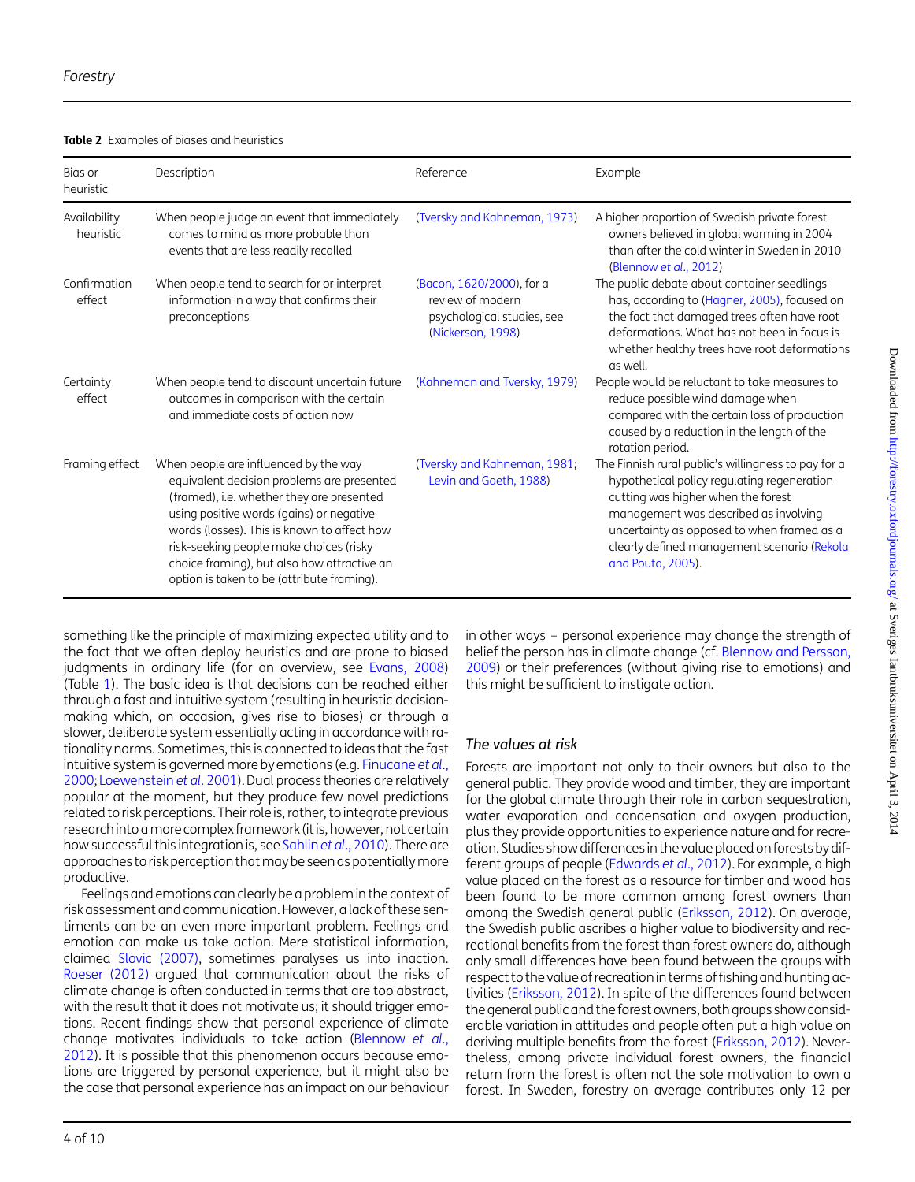**Table 2** Examples of biases and heuristics

| Bias or heuristic | Description | Reference | Example |
|---|---|---|---|
| Availability heuristic | When people judge an event that immediately comes to mind as more probable than events that are less readily recalled | (Tversky and Kahneman, 1973) | A higher proportion of Swedish private forest owners believed in global warming in 2004 than after the cold winter in Sweden in 2010 (Blennow *et al*., 2012) |
| Confirmation effect | When people tend to search for or interpret information in a way that confirms their preconceptions | (Bacon, 1620/2000), for a review of modern psychological studies, see (Nickerson, 1998) | The public debate about container seedlings has, according to (Hagner, 2005), focused on the fact that damaged trees often have root deformations. What has not been in focus is whether healthy trees have root deformations as well. |
| Certainty effect | When people tend to discount uncertain future outcomes in comparison with the certain and immediate costs of action now | (Kahneman and Tversky, 1979) | People would be reluctant to take measures to reduce possible wind damage when compared with the certain loss of production caused by a reduction in the length of the rotation period. |
| Framing effect | When people are influenced by the way equivalent decision problems are presented (framed), i.e. whether they are presented using positive words (gains) or negative words (losses). This is known to affect how risk-seeking people make choices (risky choice framing), but also how attractive an option is taken to be (attribute framing). | (Tversky and Kahneman, 1981; Levin and Gaeth, 1988) | The Finnish rural public's willingness to pay for a hypothetical policy regulating regeneration cutting was higher when the forest management was described as involving uncertainty as opposed to when framed as a clearly defined management scenario (Rekola and Pouta, 2005). |

something like the principle of maximizing expected utility and to the fact that we often deploy heuristics and are prone to biased judgments in ordinary life (for an overview, see Evans, 2008) (Table 1). The basic idea is that decisions can be reached either through a fast and intuitive system (resulting in heuristic decision-making which, on occasion, gives rise to biases) or through a slower, deliberate system essentially acting in accordance with rationality norms. Sometimes, this is connected to ideas that the fast intuitive system is governed more by emotions (e.g. Finucane *et al*., 2000; Loewenstein *et al*. 2001). Dual process theories are relatively popular at the moment, but they produce few novel predictions related to risk perceptions. Their role is, rather, to integrate previous research into a more complex framework (it is, however, not certain how successful this integration is, see Sahlin *et al*., 2010). There are approaches to risk perception that may be seen as potentially more productive.

Feelings and emotions can clearly be a problem in the context of risk assessment and communication. However, a lack of these sentiments can be an even more important problem. Feelings and emotion can make us take action. Mere statistical information, claimed Slovic (2007), sometimes paralyses us into inaction. Roeser (2012) argued that communication about the risks of climate change is often conducted in terms that are too abstract, with the result that it does not motivate us; it should trigger emotions. Recent findings show that personal experience of climate change motivates individuals to take action (Blennow *et al*., 2012). It is possible that this phenomenon occurs because emotions are triggered by personal experience, but it might also be the case that personal experience has an impact on our behaviour in other ways – personal experience may change the strength of belief the person has in climate change (cf. Blennow and Persson, 2009) or their preferences (without giving rise to emotions) and this might be sufficient to instigate action.

### The values at risk

Forests are important not only to their owners but also to the general public. They provide wood and timber, they are important for the global climate through their role in carbon sequestration, water evaporation and condensation and oxygen production, plus they provide opportunities to experience nature and for recreation. Studies show differences in the value placed on forests by different groups of people (Edwards *et al*., 2012). For example, a high value placed on the forest as a resource for timber and wood has been found to be more common among forest owners than among the Swedish general public (Eriksson, 2012). On average, the Swedish public ascribes a higher value to biodiversity and recreational benefits from the forest than forest owners do, although only small differences have been found between the groups with respect to the value of recreation in terms of fishing and hunting activities (Eriksson, 2012). In spite of the differences found between the general public and the forest owners, both groups show considerable variation in attitudes and people often put a high value on deriving multiple benefits from the forest (Eriksson, 2012). Nevertheless, among private individual forest owners, the financial return from the forest is often not the sole motivation to own a forest. In Sweden, forestry on average contributes only 12 per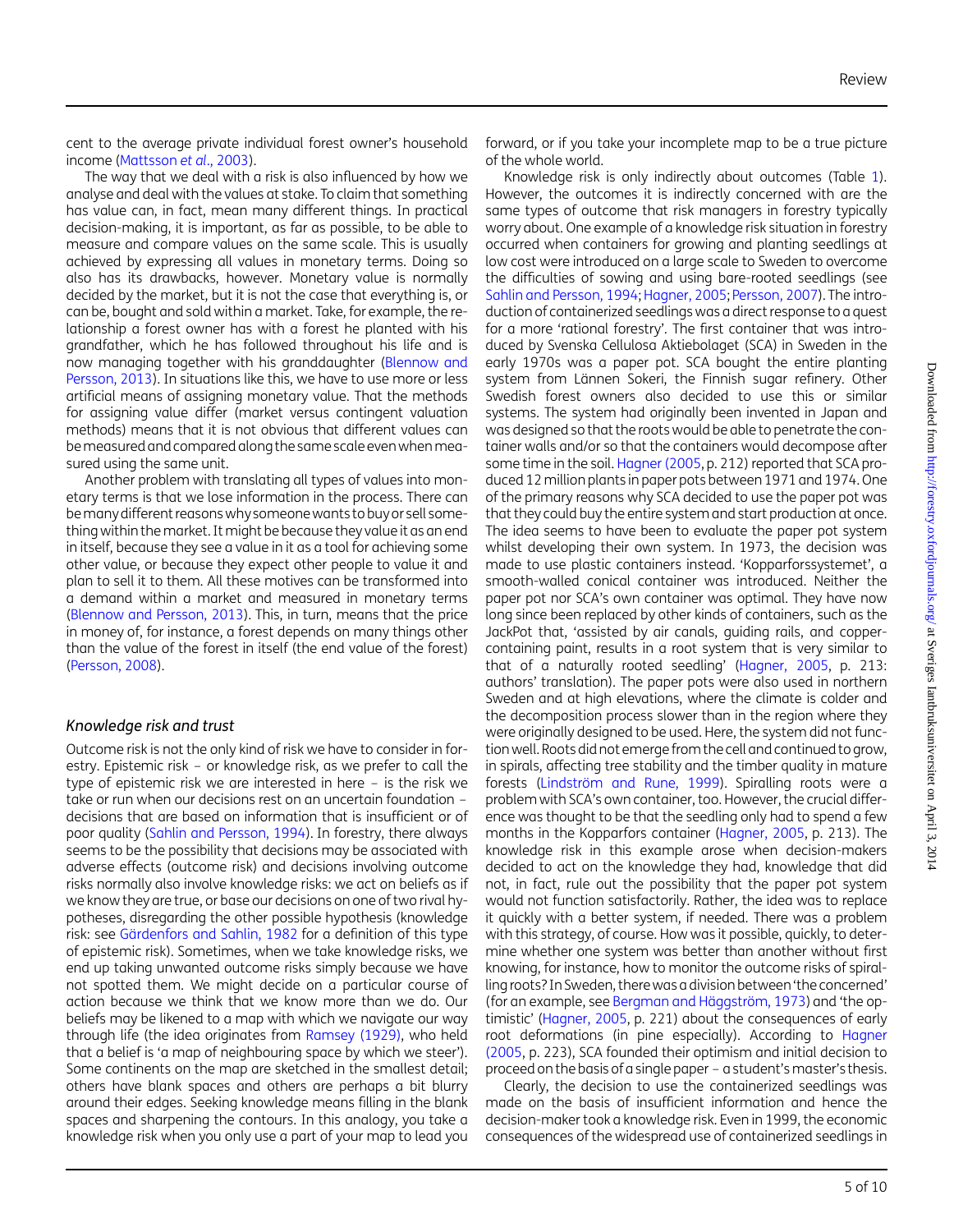cent to the average private individual forest owner's household income (Mattsson *et al*., 2003).

The way that we deal with a risk is also influenced by how we analyse and deal with the values at stake. To claim that something has value can, in fact, mean many different things. In practical decision-making, it is important, as far as possible, to be able to measure and compare values on the same scale. This is usually achieved by expressing all values in monetary terms. Doing so also has its drawbacks, however. Monetary value is normally decided by the market, but it is not the case that everything is, or can be, bought and sold within a market. Take, for example, the relationship a forest owner has with a forest he planted with his grandfather, which he has followed throughout his life and is now managing together with his granddaughter (Blennow and Persson, 2013). In situations like this, we have to use more or less artificial means of assigning monetary value. That the methods for assigning value differ (market versus contingent valuation methods) means that it is not obvious that different values can be measured and compared along the same scale even when measured using the same unit.

Another problem with translating all types of values into monetary terms is that we lose information in the process. There can be many different reasons why someone wants to buy or sell something within the market. It might be because they value it as an end in itself, because they see a value in it as a tool for achieving some other value, or because they expect other people to value it and plan to sell it to them. All these motives can be transformed into a demand within a market and measured in monetary terms (Blennow and Persson, 2013). This, in turn, means that the price in money of, for instance, a forest depends on many things other than the value of the forest in itself (the end value of the forest) (Persson, 2008).

### *Knowledge risk and trust*

Outcome risk is not the only kind of risk we have to consider in forestry. Epistemic risk – or knowledge risk, as we prefer to call the type of epistemic risk we are interested in here – is the risk we take or run when our decisions rest on an uncertain foundation – decisions that are based on information that is insufficient or of poor quality (Sahlin and Persson, 1994). In forestry, there always seems to be the possibility that decisions may be associated with adverse effects (outcome risk) and decisions involving outcome risks normally also involve knowledge risks: we act on beliefs as if we know they are true, or base our decisions on one of two rival hypotheses, disregarding the other possible hypothesis (knowledge risk: see Gärdenfors and Sahlin, 1982 for a definition of this type of epistemic risk). Sometimes, when we take knowledge risks, we end up taking unwanted outcome risks simply because we have not spotted them. We might decide on a particular course of action because we think that we know more than we do. Our beliefs may be likened to a map with which we navigate our way through life (the idea originates from Ramsey (1929), who held that a belief is 'a map of neighbouring space by which we steer'). Some continents on the map are sketched in the smallest detail; others have blank spaces and others are perhaps a bit blurry around their edges. Seeking knowledge means filling in the blank spaces and sharpening the contours. In this analogy, you take a knowledge risk when you only use a part of your map to lead you forward, or if you take your incomplete map to be a true picture of the whole world.

Knowledge risk is only indirectly about outcomes (Table 1). However, the outcomes it is indirectly concerned with are the same types of outcome that risk managers in forestry typically worry about. One example of a knowledge risk situation in forestry occurred when containers for growing and planting seedlings at low cost were introduced on a large scale to Sweden to overcome the difficulties of sowing and using bare-rooted seedlings (see Sahlin and Persson, 1994; Hagner, 2005; Persson, 2007). The introduction of containerized seedlings was a direct response to a quest for a more 'rational forestry'. The first container that was introduced by Svenska Cellulosa Aktiebolaget (SCA) in Sweden in the early 1970s was a paper pot. SCA bought the entire planting system from Lännen Sokeri, the Finnish sugar refinery. Other Swedish forest owners also decided to use this or similar systems. The system had originally been invented in Japan and was designed so that the roots would be able to penetrate the container walls and/or so that the containers would decompose after some time in the soil. Hagner (2005, p. 212) reported that SCA produced 12 million plants in paper pots between 1971 and 1974. One of the primary reasons why SCA decided to use the paper pot was that they could buy the entire system and start production at once. The idea seems to have been to evaluate the paper pot system whilst developing their own system. In 1973, the decision was made to use plastic containers instead. 'Kopparforssystemet', a smooth-walled conical container was introduced. Neither the paper pot nor SCA's own container was optimal. They have now long since been replaced by other kinds of containers, such as the JackPot that, 'assisted by air canals, guiding rails, and copper-containing paint, results in a root system that is very similar to that of a naturally rooted seedling' (Hagner, 2005, p. 213: authors' translation). The paper pots were also used in northern Sweden and at high elevations, where the climate is colder and the decomposition process slower than in the region where they were originally designed to be used. Here, the system did not function well. Roots did not emerge from the cell and continued to grow, in spirals, affecting tree stability and the timber quality in mature forests (Lindström and Rune, 1999). Spiralling roots were a problem with SCA's own container, too. However, the crucial difference was thought to be that the seedling only had to spend a few months in the Kopparfors container (Hagner, 2005, p. 213). The knowledge risk in this example arose when decision-makers decided to act on the knowledge they had, knowledge that did not, in fact, rule out the possibility that the paper pot system would not function satisfactorily. Rather, the idea was to replace it quickly with a better system, if needed. There was a problem with this strategy, of course. How was it possible, quickly, to determine whether one system was better than another without first knowing, for instance, how to monitor the outcome risks of spiralling roots? In Sweden, there was a division between 'the concerned' (for an example, see Bergman and Häggström, 1973) and 'the optimistic' (Hagner, 2005, p. 221) about the consequences of early root deformations (in pine especially). According to Hagner (2005, p. 223), SCA founded their optimism and initial decision to proceed on the basis of a single paper – a student's master's thesis.

Clearly, the decision to use the containerized seedlings was made on the basis of insufficient information and hence the decision-maker took a knowledge risk. Even in 1999, the economic consequences of the widespread use of containerized seedlings in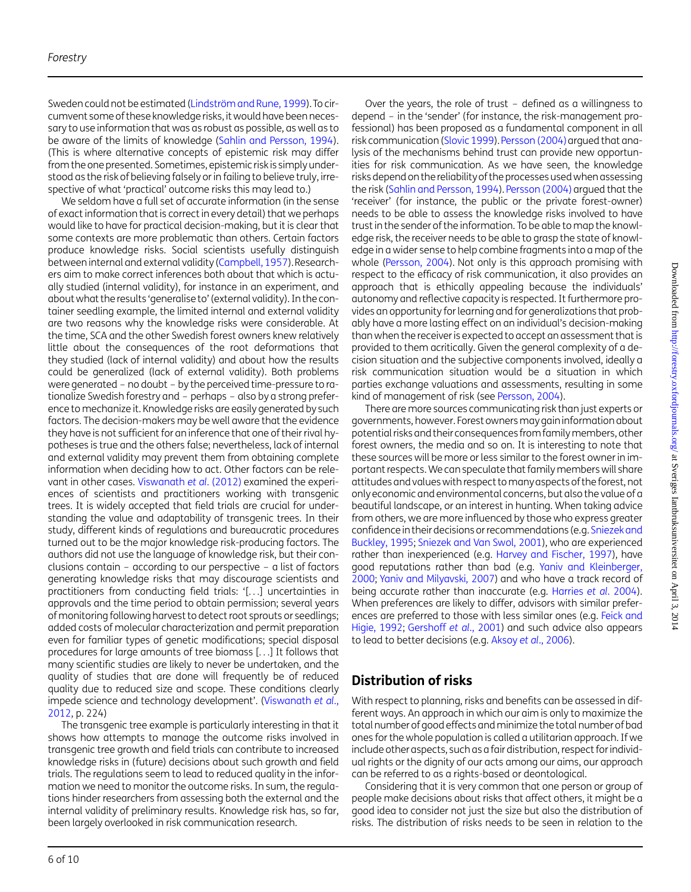Sweden could not be estimated (Lindström and Rune, 1999). To circumvent some of these knowledge risks, it would have been necessary to use information that was as robust as possible, as well as to be aware of the limits of knowledge (Sahlin and Persson, 1994). (This is where alternative concepts of epistemic risk may differ from the one presented. Sometimes, epistemic risk is simply understood as the risk of believing falsely or in failing to believe truly, irrespective of what 'practical' outcome risks this may lead to.)

We seldom have a full set of accurate information (in the sense of exact information that is correct in every detail) that we perhaps would like to have for practical decision-making, but it is clear that some contexts are more problematic than others. Certain factors produce knowledge risks. Social scientists usefully distinguish between internal and external validity (Campbell, 1957). Researchers aim to make correct inferences both about that which is actually studied (internal validity), for instance in an experiment, and about what the results 'generalise to' (external validity). In the container seedling example, the limited internal and external validity are two reasons why the knowledge risks were considerable. At the time, SCA and the other Swedish forest owners knew relatively little about the consequences of the root deformations that they studied (lack of internal validity) and about how the results could be generalized (lack of external validity). Both problems were generated – no doubt – by the perceived time-pressure to rationalize Swedish forestry and – perhaps – also by a strong preference to mechanize it. Knowledge risks are easily generated by such factors. The decision-makers may be well aware that the evidence they have is not sufficient for an inference that one of their rival hypotheses is true and the others false; nevertheless, lack of internal and external validity may prevent them from obtaining complete information when deciding how to act. Other factors can be relevant in other cases. Viswanath *et al*. (2012) examined the experiences of scientists and practitioners working with transgenic trees. It is widely accepted that field trials are crucial for understanding the value and adaptability of transgenic trees. In their study, different kinds of regulations and bureaucratic procedures turned out to be the major knowledge risk-producing factors. The authors did not use the language of knowledge risk, but their conclusions contain – according to our perspective – a list of factors generating knowledge risks that may discourage scientists and practitioners from conducting field trials: '[. . .] uncertainties in approvals and the time period to obtain permission; several years of monitoring following harvest to detect root sprouts or seedlings; added costs of molecular characterization and permit preparation even for familiar types of genetic modifications; special disposal procedures for large amounts of tree biomass [. . .] It follows that many scientific studies are likely to never be undertaken, and the quality of studies that are done will frequently be of reduced quality due to reduced size and scope. These conditions clearly impede science and technology development'. (Viswanath *et al*., 2012, p. 224)

The transgenic tree example is particularly interesting in that it shows how attempts to manage the outcome risks involved in transgenic tree growth and field trials can contribute to increased knowledge risks in (future) decisions about such growth and field trials. The regulations seem to lead to reduced quality in the information we need to monitor the outcome risks. In sum, the regulations hinder researchers from assessing both the external and the internal validity of preliminary results. Knowledge risk has, so far, been largely overlooked in risk communication research.

Over the years, the role of trust – defined as a willingness to depend – in the 'sender' (for instance, the risk-management professional) has been proposed as a fundamental component in all risk communication (Slovic 1999). Persson (2004) argued that analysis of the mechanisms behind trust can provide new opportunities for risk communication. As we have seen, the knowledge risks depend on the reliability of the processes used when assessing the risk (Sahlin and Persson, 1994). Persson (2004) argued that the 'receiver' (for instance, the public or the private forest-owner) needs to be able to assess the knowledge risks involved to have trust in the sender of the information. To be able to map the knowledge risk, the receiver needs to be able to grasp the state of knowledge in a wider sense to help combine fragments into a map of the whole (Persson, 2004). Not only is this approach promising with respect to the efficacy of risk communication, it also provides an approach that is ethically appealing because the individuals' autonomy and reflective capacity is respected. It furthermore provides an opportunity for learning and for generalizations that probably have a more lasting effect on an individual's decision-making than when the receiver is expected to accept an assessment that is provided to them acritically. Given the general complexity of a decision situation and the subjective components involved, ideally a risk communication situation would be a situation in which parties exchange valuations and assessments, resulting in some kind of management of risk (see Persson, 2004).

There are more sources communicating risk than just experts or governments, however. Forest owners may gain information about potential risks and their consequences from family members, other forest owners, the media and so on. It is interesting to note that these sources will be more or less similar to the forest owner in important respects. We can speculate that family members will share attitudes and values with respect to many aspects of the forest, not only economic and environmental concerns, but also the value of a beautiful landscape, or an interest in hunting. When taking advice from others, we are more influenced by those who express greater confidence in their decisions or recommendations (e.g. Sniezek and Buckley, 1995; Sniezek and Van Swol, 2001), who are experienced rather than inexperienced (e.g. Harvey and Fischer, 1997), have good reputations rather than bad (e.g. Yaniv and Kleinberger, 2000; Yaniv and Milyavski, 2007) and who have a track record of being accurate rather than inaccurate (e.g. Harries *et al*. 2004). When preferences are likely to differ, advisors with similar preferences are preferred to those with less similar ones (e.g. Feick and Higie, 1992; Gershoff *et al*., 2001) and such advice also appears to lead to better decisions (e.g. Aksoy *et al*., 2006).

## Distribution of risks

With respect to planning, risks and benefits can be assessed in different ways. An approach in which our aim is only to maximize the total number of good effects and minimize the total number of bad ones for the whole population is called a utilitarian approach. If we include other aspects, such as a fair distribution, respect for individual rights or the dignity of our acts among our aims, our approach can be referred to as a rights-based or deontological.

Considering that it is very common that one person or group of people make decisions about risks that affect others, it might be a good idea to consider not just the size but also the distribution of risks. The distribution of risks needs to be seen in relation to the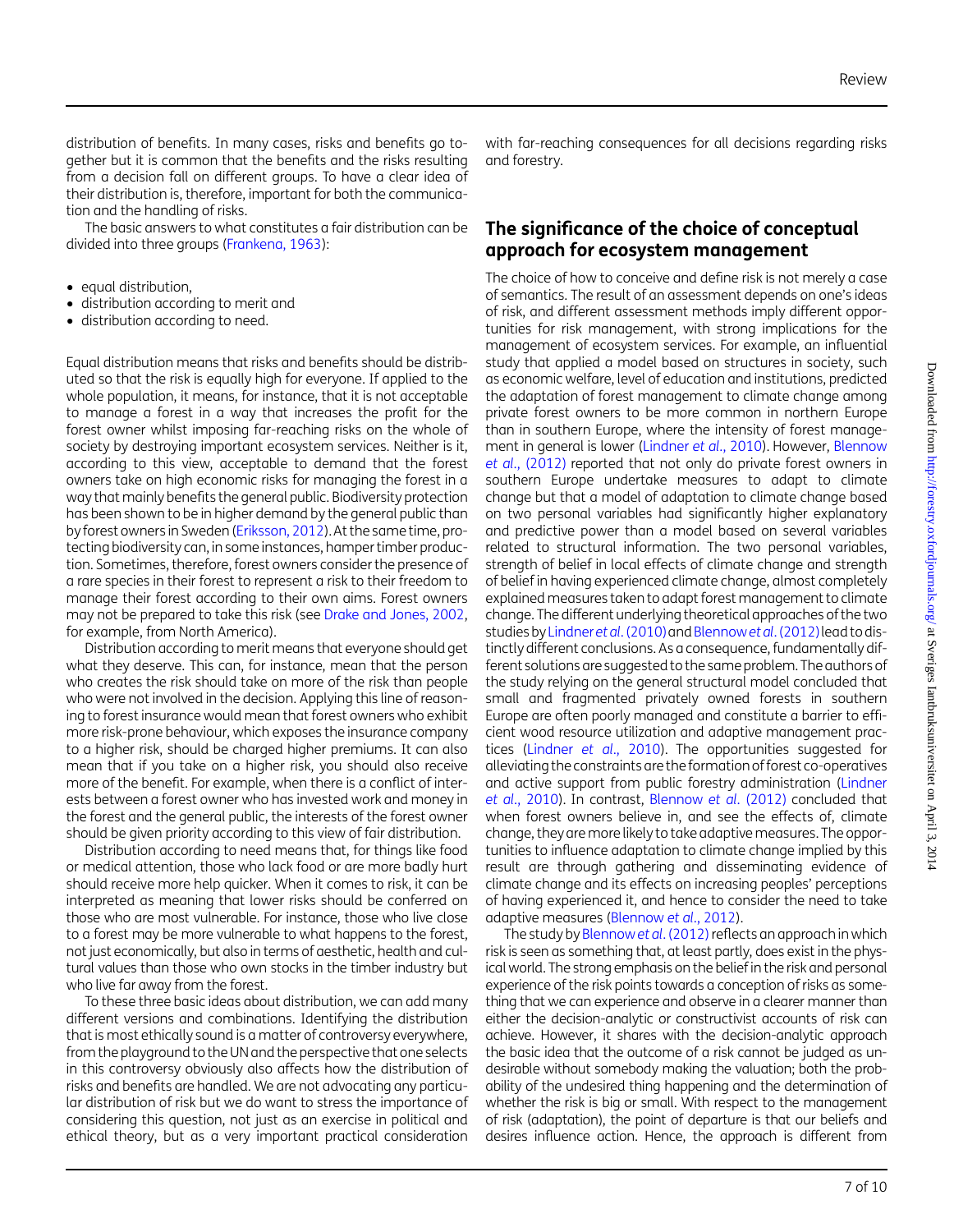distribution of benefits. In many cases, risks and benefits go together but it is common that the benefits and the risks resulting from a decision fall on different groups. To have a clear idea of their distribution is, therefore, important for both the communication and the handling of risks.

The basic answers to what constitutes a fair distribution can be divided into three groups (Frankena, 1963):

- equal distribution,
- distribution according to merit and
- distribution according to need.

Equal distribution means that risks and benefits should be distributed so that the risk is equally high for everyone. If applied to the whole population, it means, for instance, that it is not acceptable to manage a forest in a way that increases the profit for the forest owner whilst imposing far-reaching risks on the whole of society by destroying important ecosystem services. Neither is it, according to this view, acceptable to demand that the forest owners take on high economic risks for managing the forest in a way that mainly benefits the general public. Biodiversity protection has been shown to be in higher demand by the general public than by forest owners in Sweden (Eriksson, 2012). At the same time, protecting biodiversity can, in some instances, hamper timber production. Sometimes, therefore, forest owners consider the presence of a rare species in their forest to represent a risk to their freedom to manage their forest according to their own aims. Forest owners may not be prepared to take this risk (see Drake and Jones, 2002, for example, from North America).

Distribution according to merit means that everyone should get what they deserve. This can, for instance, mean that the person who creates the risk should take on more of the risk than people who were not involved in the decision. Applying this line of reasoning to forest insurance would mean that forest owners who exhibit more risk-prone behaviour, which exposes the insurance company to a higher risk, should be charged higher premiums. It can also mean that if you take on a higher risk, you should also receive more of the benefit. For example, when there is a conflict of interests between a forest owner who has invested work and money in the forest and the general public, the interests of the forest owner should be given priority according to this view of fair distribution.

Distribution according to need means that, for things like food or medical attention, those who lack food or are more badly hurt should receive more help quicker. When it comes to risk, it can be interpreted as meaning that lower risks should be conferred on those who are most vulnerable. For instance, those who live close to a forest may be more vulnerable to what happens to the forest, not just economically, but also in terms of aesthetic, health and cultural values than those who own stocks in the timber industry but who live far away from the forest.

To these three basic ideas about distribution, we can add many different versions and combinations. Identifying the distribution that is most ethically sound is a matter of controversy everywhere, from the playground to the UN and the perspective that one selects in this controversy obviously also affects how the distribution of risks and benefits are handled. We are not advocating any particular distribution of risk but we do want to stress the importance of considering this question, not just as an exercise in political and ethical theory, but as a very important practical consideration with far-reaching consequences for all decisions regarding risks and forestry.

## The significance of the choice of conceptual approach for ecosystem management

The choice of how to conceive and define risk is not merely a case of semantics. The result of an assessment depends on one's ideas of risk, and different assessment methods imply different opportunities for risk management, with strong implications for the management of ecosystem services. For example, an influential study that applied a model based on structures in society, such as economic welfare, level of education and institutions, predicted the adaptation of forest management to climate change among private forest owners to be more common in northern Europe than in southern Europe, where the intensity of forest management in general is lower (Lindner *et al*., 2010). However, Blennow *et al*., (2012) reported that not only do private forest owners in southern Europe undertake measures to adapt to climate change but that a model of adaptation to climate change based on two personal variables had significantly higher explanatory and predictive power than a model based on several variables related to structural information. The two personal variables, strength of belief in local effects of climate change and strength of belief in having experienced climate change, almost completely explained measures taken to adapt forest management to climate change. The different underlying theoretical approaches of the two studies by Lindner *et al*. (2010) and Blennow *et al*. (2012) lead to distinctly different conclusions. As a consequence, fundamentally different solutions are suggested to the same problem. The authors of the study relying on the general structural model concluded that small and fragmented privately owned forests in southern Europe are often poorly managed and constitute a barrier to efficient wood resource utilization and adaptive management practices (Lindner *et al*., 2010). The opportunities suggested for alleviating the constraints are the formation of forest co-operatives and active support from public forestry administration (Lindner *et al*., 2010). In contrast, Blennow *et al*. (2012) concluded that when forest owners believe in, and see the effects of, climate change, they are more likely to take adaptive measures. The opportunities to influence adaptation to climate change implied by this result are through gathering and disseminating evidence of climate change and its effects on increasing peoples' perceptions of having experienced it, and hence to consider the need to take adaptive measures (Blennow *et al*., 2012).

The study by Blennow *et al*. (2012) reflects an approach in which risk is seen as something that, at least partly, does exist in the physical world. The strong emphasis on the belief in the risk and personal experience of the risk points towards a conception of risks as something that we can experience and observe in a clearer manner than either the decision-analytic or constructivist accounts of risk can achieve. However, it shares with the decision-analytic approach the basic idea that the outcome of a risk cannot be judged as undesirable without somebody making the valuation; both the probability of the undesired thing happening and the determination of whether the risk is big or small. With respect to the management of risk (adaptation), the point of departure is that our beliefs and desires influence action. Hence, the approach is different from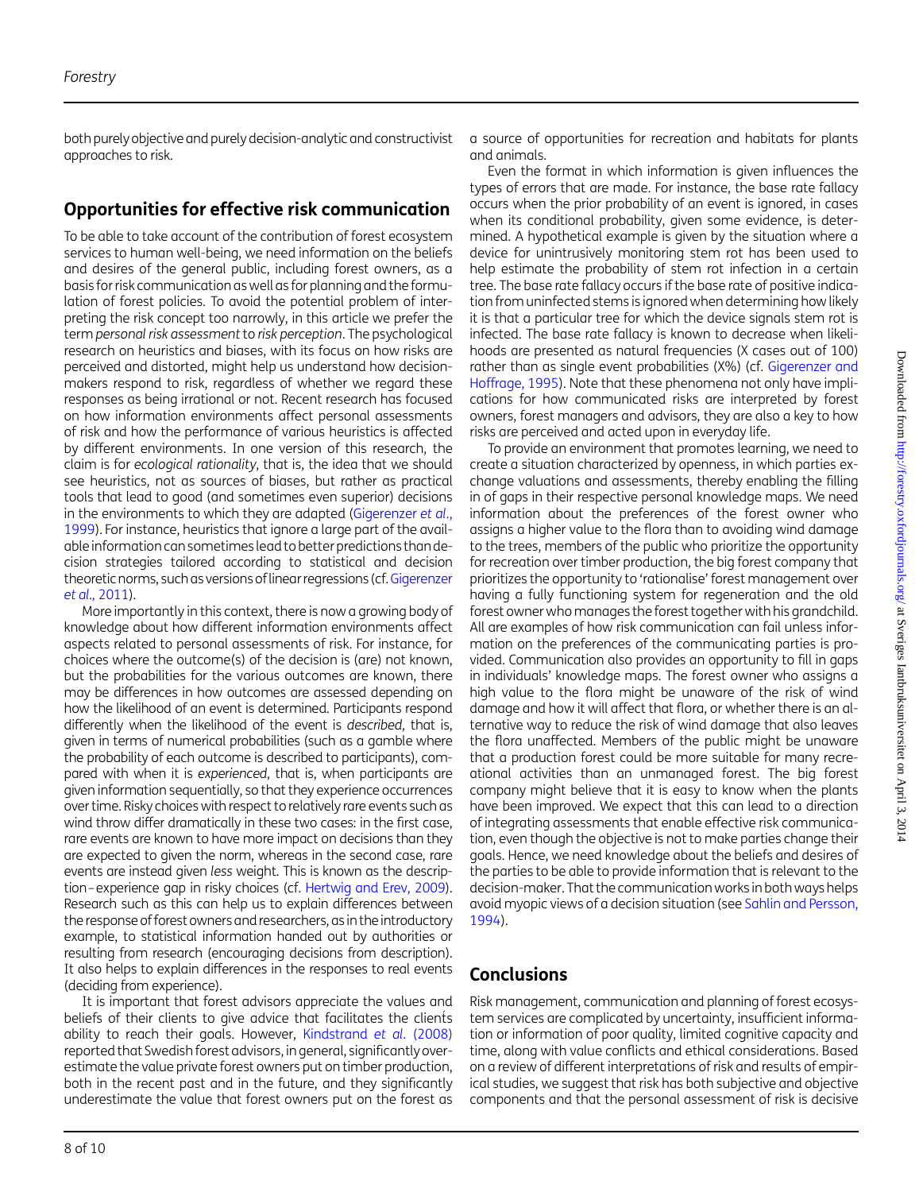both purely objective and purely decision-analytic and constructivist approaches to risk.

## Opportunities for effective risk communication

To be able to take account of the contribution of forest ecosystem services to human well-being, we need information on the beliefs and desires of the general public, including forest owners, as a basis for risk communication as well as for planning and the formulation of forest policies. To avoid the potential problem of interpreting the risk concept too narrowly, in this article we prefer the term *personal risk assessment* to *risk perception*. The psychological research on heuristics and biases, with its focus on how risks are perceived and distorted, might help us understand how decision-makers respond to risk, regardless of whether we regard these responses as being irrational or not. Recent research has focused on how information environments affect personal assessments of risk and how the performance of various heuristics is affected by different environments. In one version of this research, the claim is for *ecological rationality*, that is, the idea that we should see heuristics, not as sources of biases, but rather as practical tools that lead to good (and sometimes even superior) decisions in the environments to which they are adapted (Gigerenzer *et al*., 1999). For instance, heuristics that ignore a large part of the available information can sometimes lead to better predictions than decision strategies tailored according to statistical and decision theoretic norms, such as versions of linear regressions (cf. Gigerenzer *et al*., 2011).

More importantly in this context, there is now a growing body of knowledge about how different information environments affect aspects related to personal assessments of risk. For instance, for choices where the outcome(s) of the decision is (are) not known, but the probabilities for the various outcomes are known, there may be differences in how outcomes are assessed depending on how the likelihood of an event is determined. Participants respond differently when the likelihood of the event is *described*, that is, given in terms of numerical probabilities (such as a gamble where the probability of each outcome is described to participants), compared with when it is *experienced*, that is, when participants are given information sequentially, so that they experience occurrences over time. Risky choices with respect to relatively rare events such as wind throw differ dramatically in these two cases: in the first case, rare events are known to have more impact on decisions than they are expected to given the norm, whereas in the second case, rare events are instead given *less* weight. This is known as the description–experience gap in risky choices (cf. Hertwig and Erev, 2009). Research such as this can help us to explain differences between the response of forest owners and researchers, as in the introductory example, to statistical information handed out by authorities or resulting from research (encouraging decisions from description). It also helps to explain differences in the responses to real events (deciding from experience).

It is important that forest advisors appreciate the values and beliefs of their clients to give advice that facilitates the client's ability to reach their goals. However, Kindstrand *et al*. (2008) reported that Swedish forest advisors, in general, significantly overestimate the value private forest owners put on timber production, both in the recent past and in the future, and they significantly underestimate the value that forest owners put on the forest as a source of opportunities for recreation and habitats for plants and animals.

Even the format in which information is given influences the types of errors that are made. For instance, the base rate fallacy occurs when the prior probability of an event is ignored, in cases when its conditional probability, given some evidence, is determined. A hypothetical example is given by the situation where a device for unintrusively monitoring stem rot has been used to help estimate the probability of stem rot infection in a certain tree. The base rate fallacy occurs if the base rate of positive indication from uninfected stems is ignored when determining how likely it is that a particular tree for which the device signals stem rot is infected. The base rate fallacy is known to decrease when likelihoods are presented as natural frequencies (X cases out of 100) rather than as single event probabilities (X%) (cf. Gigerenzer and Hoffrage, 1995). Note that these phenomena not only have implications for how communicated risks are interpreted by forest owners, forest managers and advisors, they are also a key to how risks are perceived and acted upon in everyday life.

To provide an environment that promotes learning, we need to create a situation characterized by openness, in which parties exchange valuations and assessments, thereby enabling the filling in of gaps in their respective personal knowledge maps. We need information about the preferences of the forest owner who assigns a higher value to the flora than to avoiding wind damage to the trees, members of the public who prioritize the opportunity for recreation over timber production, the big forest company that prioritizes the opportunity to 'rationalise' forest management over having a fully functioning system for regeneration and the old forest owner who manages the forest together with his grandchild. All are examples of how risk communication can fail unless information on the preferences of the communicating parties is provided. Communication also provides an opportunity to fill in gaps in individuals' knowledge maps. The forest owner who assigns a high value to the flora might be unaware of the risk of wind damage and how it will affect that flora, or whether there is an alternative way to reduce the risk of wind damage that also leaves the flora unaffected. Members of the public might be unaware that a production forest could be more suitable for many recreational activities than an unmanaged forest. The big forest company might believe that it is easy to know when the plants have been improved. We expect that this can lead to a direction of integrating assessments that enable effective risk communication, even though the objective is not to make parties change their goals. Hence, we need knowledge about the beliefs and desires of the parties to be able to provide information that is relevant to the decision-maker. That the communication works in both ways helps avoid myopic views of a decision situation (see Sahlin and Persson, 1994).

## Conclusions

Risk management, communication and planning of forest ecosystem services are complicated by uncertainty, insufficient information or information of poor quality, limited cognitive capacity and time, along with value conflicts and ethical considerations. Based on a review of different interpretations of risk and results of empirical studies, we suggest that risk has both subjective and objective components and that the personal assessment of risk is decisive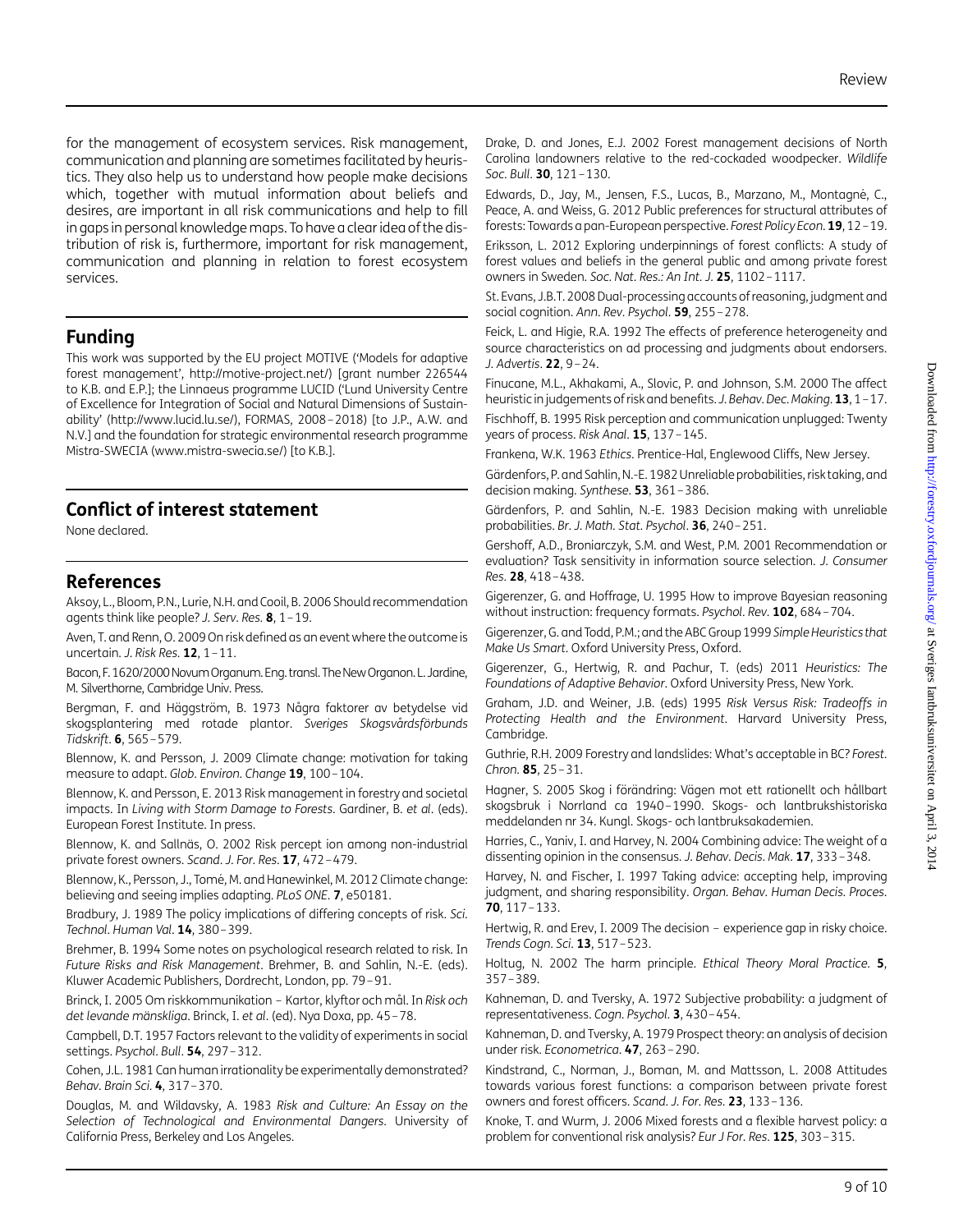for the management of ecosystem services. Risk management, communication and planning are sometimes facilitated by heuristics. They also help us to understand how people make decisions which, together with mutual information about beliefs and desires, are important in all risk communications and help to fill in gaps in personal knowledge maps. To have a clear idea of the distribution of risk is, furthermore, important for risk management, communication and planning in relation to forest ecosystem services.

## Funding

This work was supported by the EU project MOTIVE ('Models for adaptive forest management', http://motive-project.net/) [grant number 226544 to K.B. and E.P.]; the Linnaeus programme LUCID ('Lund University Centre of Excellence for Integration of Social and Natural Dimensions of Sustainability' (http://www.lucid.lu.se/), FORMAS, 2008–2018) [to J.P., A.W. and N.V.] and the foundation for strategic environmental research programme Mistra-SWECIA (www.mistra-swecia.se/) [to K.B.].

## Conflict of interest statement

None declared.

## References

Aksoy, L., Bloom, P.N., Lurie, N.H. and Cooil, B. 2006 Should recommendation agents think like people? *J. Serv. Res.* **8**, 1–19.

Aven, T. and Renn, O. 2009 On risk defined as an event where the outcome is uncertain. *J. Risk Res.* **12**, 1–11.

Bacon, F. 1620/2000 Novum Organum. Eng. transl. The New Organon. L. Jardine, M. Silverthorne, Cambridge Univ. Press.

Bergman, F. and Häggström, B. 1973 Några faktorer av betydelse vid skogsplantering med rotade plantor. *Sveriges Skogsvårdsförbunds Tidskrift*. **6**, 565–579.

Blennow, K. and Persson, J. 2009 Climate change: motivation for taking measure to adapt. *Glob. Environ. Change* **19**, 100–104.

Blennow, K. and Persson, E. 2013 Risk management in forestry and societal impacts. In *Living with Storm Damage to Forests*. Gardiner, B. *et al*. (eds). European Forest Institute. In press.

Blennow, K. and Sallnäs, O. 2002 Risk percept ion among non-industrial private forest owners. *Scand. J. For. Res.* **17**, 472–479.

Blennow, K., Persson, J., Tomé, M. and Hanewinkel, M. 2012 Climate change: believing and seeing implies adapting. *PLoS ONE*. **7**, e50181.

Bradbury, J. 1989 The policy implications of differing concepts of risk. *Sci. Technol. Human Val.* **14**, 380–399.

Brehmer, B. 1994 Some notes on psychological research related to risk. In *Future Risks and Risk Management*. Brehmer, B. and Sahlin, N.-E. (eds). Kluwer Academic Publishers, Dordrecht, London, pp. 79–91.

Brinck, I. 2005 Om riskkommunikation – Kartor, klyftor och mål. In *Risk och det levande mänskliga*. Brinck, I. *et al*. (ed). Nya Doxa, pp. 45–78.

Campbell, D.T. 1957 Factors relevant to the validity of experiments in social settings. *Psychol. Bull.* **54**, 297–312.

Cohen, J.L. 1981 Can human irrationality be experimentally demonstrated? *Behav. Brain Sci.* **4**, 317–370.

Douglas, M. and Wildavsky, A. 1983 *Risk and Culture: An Essay on the Selection of Technological and Environmental Dangers*. University of California Press, Berkeley and Los Angeles.

Drake, D. and Jones, E.J. 2002 Forest management decisions of North Carolina landowners relative to the red-cockaded woodpecker. *Wildlife Soc. Bull.* **30**, 121–130.

Edwards, D., Jay, M., Jensen, F.S., Lucas, B., Marzano, M., Montagné, C., Peace, A. and Weiss, G. 2012 Public preferences for structural attributes of forests: Towards a pan-European perspective. *Forest Policy Econ.* **19**, 12–19.

Eriksson, L. 2012 Exploring underpinnings of forest conflicts: A study of forest values and beliefs in the general public and among private forest owners in Sweden. *Soc. Nat. Res.: An Int. J.* **25**, 1102–1117.

St. Evans, J.B.T. 2008 Dual-processing accounts of reasoning, judgment and social cognition. *Ann. Rev. Psychol.* **59**, 255–278.

Feick, L. and Higie, R.A. 1992 The effects of preference heterogeneity and source characteristics on ad processing and judgments about endorsers. *J. Advertis.* **22**, 9–24.

Finucane, M.L., Akhakami, A., Slovic, P. and Johnson, S.M. 2000 The affect heuristic in judgements of risk and benefits. *J. Behav. Dec. Making.* **13**, 1–17.

Fischhoff, B. 1995 Risk perception and communication unplugged: Twenty years of process. *Risk Anal.* **15**, 137–145.

Frankena, W.K. 1963 *Ethics*. Prentice-Hal, Englewood Cliffs, New Jersey.

Gärdenfors, P. and Sahlin, N.-E. 1982 Unreliable probabilities, risk taking, and decision making. *Synthese*. **53**, 361–386.

Gärdenfors, P. and Sahlin, N.-E. 1983 Decision making with unreliable probabilities. *Br. J. Math. Stat. Psychol.* **36**, 240–251.

Gershoff, A.D., Broniarczyk, S.M. and West, P.M. 2001 Recommendation or evaluation? Task sensitivity in information source selection. *J. Consumer Res.* **28**, 418–438.

Gigerenzer, G. and Hoffrage, U. 1995 How to improve Bayesian reasoning without instruction: frequency formats. *Psychol. Rev.* **102**, 684–704.

Gigerenzer, G. and Todd, P.M.; and the ABC Group 1999 *Simple Heuristics that Make Us Smart*. Oxford University Press, Oxford.

Gigerenzer, G., Hertwig, R. and Pachur, T. (eds) 2011 *Heuristics: The Foundations of Adaptive Behavior*. Oxford University Press, New York.

Graham, J.D. and Weiner, J.B. (eds) 1995 *Risk Versus Risk: Tradeoffs in Protecting Health and the Environment*. Harvard University Press, Cambridge.

Guthrie, R.H. 2009 Forestry and landslides: What's acceptable in BC? *Forest. Chron.* **85**, 25–31.

Hagner, S. 2005 Skog i förändring: Vägen mot ett rationellt och hållbart skogsbruk i Norrland ca 1940–1990. Skogs- och lantbrukshistoriska meddelanden nr 34. Kungl. Skogs- och lantbruksakademien.

Harries, C., Yaniv, I. and Harvey, N. 2004 Combining advice: The weight of a dissenting opinion in the consensus. *J. Behav. Decis. Mak.* **17**, 333–348.

Harvey, N. and Fischer, I. 1997 Taking advice: accepting help, improving judgment, and sharing responsibility. *Organ. Behav. Human Decis. Proces.* **70**, 117–133.

Hertwig, R. and Erev, I. 2009 The decision – experience gap in risky choice. *Trends Cogn. Sci.* **13**, 517–523.

Holtug, N. 2002 The harm principle. *Ethical Theory Moral Practice.* **5**, 357–389.

Kahneman, D. and Tversky, A. 1972 Subjective probability: a judgment of representativeness. *Cogn. Psychol.* **3**, 430–454.

Kahneman, D. and Tversky, A. 1979 Prospect theory: an analysis of decision under risk. *Econometrica*. **47**, 263–290.

Kindstrand, C., Norman, J., Boman, M. and Mattsson, L. 2008 Attitudes towards various forest functions: a comparison between private forest owners and forest officers. *Scand. J. For. Res.* **23**, 133–136.

Knoke, T. and Wurm, J. 2006 Mixed forests and a flexible harvest policy: a problem for conventional risk analysis? *Eur J For. Res.* **125**, 303–315.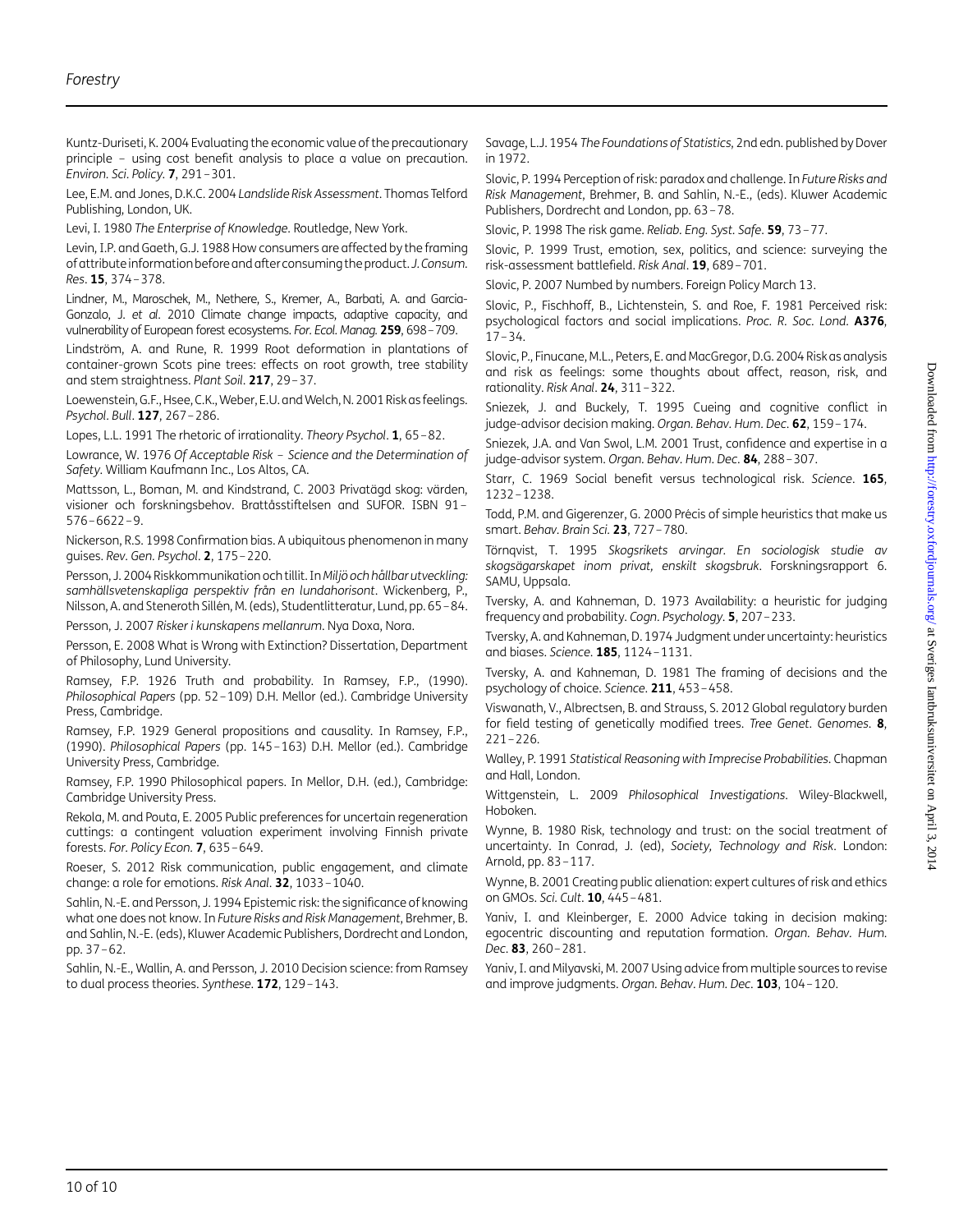Kuntz-Duriseti, K. 2004 Evaluating the economic value of the precautionary principle – using cost benefit analysis to place a value on precaution. *Environ. Sci. Policy*. **7**, 291–301.

Lee, E.M. and Jones, D.K.C. 2004 *Landslide Risk Assessment*. Thomas Telford Publishing, London, UK.

Levi, I. 1980 *The Enterprise of Knowledge*. Routledge, New York.

Levin, I.P. and Gaeth, G.J. 1988 How consumers are affected by the framing of attribute information before and after consuming the product. *J. Consum. Res*. **15**, 374–378.

Lindner, M., Maroschek, M., Nethere, S., Kremer, A., Barbati, A. and Garcia-Gonzalo, J. *et al*. 2010 Climate change impacts, adaptive capacity, and vulnerability of European forest ecosystems. *For. Ecol. Manag.* **259**, 698–709.

Lindström, A. and Rune, R. 1999 Root deformation in plantations of container-grown Scots pine trees: effects on root growth, tree stability and stem straightness. *Plant Soil*. **217**, 29–37.

Loewenstein, G.F., Hsee, C.K., Weber, E.U. and Welch, N. 2001 Risk as feelings. *Psychol. Bull*. **127**, 267–286.

Lopes, L.L. 1991 The rhetoric of irrationality. *Theory Psychol*. **1**, 65–82.

Lowrance, W. 1976 *Of Acceptable Risk – Science and the Determination of Safety*. William Kaufmann Inc., Los Altos, CA.

Mattsson, L., Boman, M. and Kindstrand, C. 2003 Privatägd skog: värden, visioner och forskningsbehov. Brattåsstiftelsen and SUFOR. ISBN 91–576–6622–9.

Nickerson, R.S. 1998 Confirmation bias. A ubiquitous phenomenon in many guises. *Rev. Gen. Psychol*. **2**, 175–220.

Persson, J. 2004 Riskkommunikation och tillit. In *Miljö och hållbar utveckling: samhällsvetenskapliga perspektiv från en lundahorisont*. Wickenberg, P., Nilsson, A. and Steneroth Sillén, M. (eds), Studentlitteratur, Lund, pp. 65–84.

Persson, J. 2007 *Risker i kunskapens mellanrum*. Nya Doxa, Nora.

Persson, E. 2008 What is Wrong with Extinction? Dissertation, Department of Philosophy, Lund University.

Ramsey, F.P. 1926 Truth and probability. In Ramsey, F.P., (1990). *Philosophical Papers* (pp. 52–109) D.H. Mellor (ed.). Cambridge University Press, Cambridge.

Ramsey, F.P. 1929 General propositions and causality. In Ramsey, F.P., (1990). *Philosophical Papers* (pp. 145–163) D.H. Mellor (ed.). Cambridge University Press, Cambridge.

Ramsey, F.P. 1990 Philosophical papers. In Mellor, D.H. (ed.), Cambridge: Cambridge University Press.

Rekola, M. and Pouta, E. 2005 Public preferences for uncertain regeneration cuttings: a contingent valuation experiment involving Finnish private forests. *For. Policy Econ*. **7**, 635–649.

Roeser, S. 2012 Risk communication, public engagement, and climate change: a role for emotions. *Risk Anal*. **32**, 1033–1040.

Sahlin, N.-E. and Persson, J. 1994 Epistemic risk: the significance of knowing what one does not know. In *Future Risks and Risk Management*, Brehmer, B. and Sahlin, N.-E. (eds), Kluwer Academic Publishers, Dordrecht and London, pp. 37–62.

Sahlin, N.-E., Wallin, A. and Persson, J. 2010 Decision science: from Ramsey to dual process theories. *Synthese*. **172**, 129–143.

Savage, L.J. 1954 *The Foundations of Statistics*, 2nd edn. published by Dover in 1972.

Slovic, P. 1994 Perception of risk: paradox and challenge. In *Future Risks and Risk Management*, Brehmer, B. and Sahlin, N.-E., (eds). Kluwer Academic Publishers, Dordrecht and London, pp. 63–78.

Slovic, P. 1998 The risk game. *Reliab. Eng. Syst. Safe*. **59**, 73–77.

Slovic, P. 1999 Trust, emotion, sex, politics, and science: surveying the risk-assessment battlefield. *Risk Anal*. **19**, 689–701.

Slovic, P. 2007 Numbed by numbers. Foreign Policy March 13.

Slovic, P., Fischhoff, B., Lichtenstein, S. and Roe, F. 1981 Perceived risk: psychological factors and social implications. *Proc. R. Soc. Lond*. **A376**, 17–34.

Slovic, P., Finucane, M.L., Peters, E. and MacGregor, D.G. 2004 Risk as analysis and risk as feelings: some thoughts about affect, reason, risk, and rationality. *Risk Anal*. **24**, 311–322.

Sniezek, J. and Buckely, T. 1995 Cueing and cognitive conflict in judge-advisor decision making. *Organ. Behav. Hum. Dec*. **62**, 159–174.

Sniezek, J.A. and Van Swol, L.M. 2001 Trust, confidence and expertise in a judge-advisor system. *Organ. Behav. Hum. Dec*. **84**, 288–307.

Starr, C. 1969 Social benefit versus technological risk. *Science*. **165**, 1232–1238.

Todd, P.M. and Gigerenzer, G. 2000 Précis of simple heuristics that make us smart. *Behav. Brain Sci*. **23**, 727–780.

Törnqvist, T. 1995 *Skogsrikets arvingar. En sociologisk studie av skogsägarskapet inom privat, enskilt skogsbruk*. Forskningsrapport 6. SAMU, Uppsala.

Tversky, A. and Kahneman, D. 1973 Availability: a heuristic for judging frequency and probability. *Cogn. Psychology*. **5**, 207–233.

Tversky, A. and Kahneman, D. 1974 Judgment under uncertainty: heuristics and biases. *Science*. **185**, 1124–1131.

Tversky, A. and Kahneman, D. 1981 The framing of decisions and the psychology of choice. *Science*. **211**, 453–458.

Viswanath, V., Albrectsen, B. and Strauss, S. 2012 Global regulatory burden for field testing of genetically modified trees. *Tree Genet. Genomes*. **8**, 221–226.

Walley, P. 1991 *Statistical Reasoning with Imprecise Probabilities*. Chapman and Hall, London.

Wittgenstein, L. 2009 *Philosophical Investigations*. Wiley-Blackwell, Hoboken.

Wynne, B. 1980 Risk, technology and trust: on the social treatment of uncertainty. In Conrad, J. (ed), *Society, Technology and Risk*. London: Arnold, pp. 83–117.

Wynne, B. 2001 Creating public alienation: expert cultures of risk and ethics on GMOs. *Sci. Cult*. **10**, 445–481.

Yaniv, I. and Kleinberger, E. 2000 Advice taking in decision making: egocentric discounting and reputation formation. *Organ. Behav. Hum. Dec*. **83**, 260–281.

Yaniv, I. and Milyavski, M. 2007 Using advice from multiple sources to revise and improve judgments. *Organ. Behav. Hum. Dec*. **103**, 104–120.